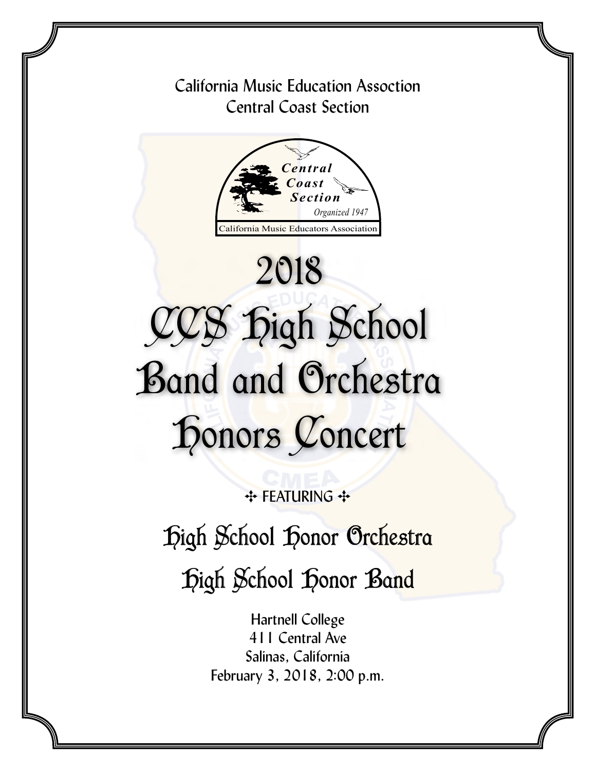California Music Education Assoction
Central Coast Section

Central
Coast
Section
*Organized 1947*
California Music Educators Association

# 2018
# CCS High School Band and Orchestra Honors Concert

✣ FEATURING ✣

## High School Honor Orchestra

## High School Honor Band

Hartnell College
411 Central Ave
Salinas, California
February 3, 2018, 2:00 p.m.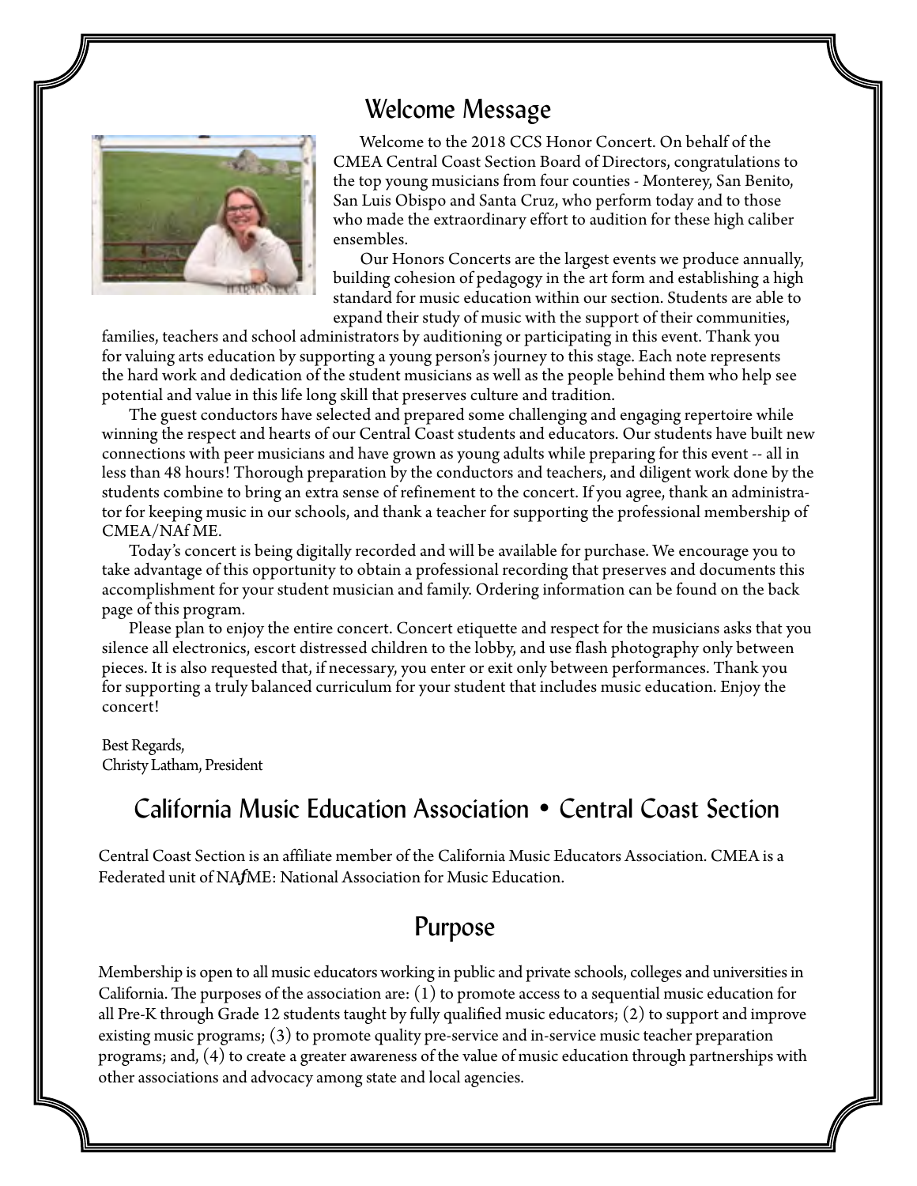## Welcome Message

Welcome to the 2018 CCS Honor Concert. On behalf of the CMEA Central Coast Section Board of Directors, congratulations to the top young musicians from four counties - Monterey, San Benito, San Luis Obispo and Santa Cruz, who perform today and to those who made the extraordinary effort to audition for these high caliber ensembles.

Our Honors Concerts are the largest events we produce annually, building cohesion of pedagogy in the art form and establishing a high standard for music education within our section. Students are able to expand their study of music with the support of their communities, families, teachers and school administrators by auditioning or participating in this event. Thank you for valuing arts education by supporting a young person's journey to this stage. Each note represents the hard work and dedication of the student musicians as well as the people behind them who help see potential and value in this life long skill that preserves culture and tradition.

The guest conductors have selected and prepared some challenging and engaging repertoire while winning the respect and hearts of our Central Coast students and educators. Our students have built new connections with peer musicians and have grown as young adults while preparing for this event -- all in less than 48 hours! Thorough preparation by the conductors and teachers, and diligent work done by the students combine to bring an extra sense of refinement to the concert. If you agree, thank an administrator for keeping music in our schools, and thank a teacher for supporting the professional membership of CMEA/NAf ME.

Today's concert is being digitally recorded and will be available for purchase. We encourage you to take advantage of this opportunity to obtain a professional recording that preserves and documents this accomplishment for your student musician and family. Ordering information can be found on the back page of this program.

Please plan to enjoy the entire concert. Concert etiquette and respect for the musicians asks that you silence all electronics, escort distressed children to the lobby, and use flash photography only between pieces. It is also requested that, if necessary, you enter or exit only between performances. Thank you for supporting a truly balanced curriculum for your student that includes music education. Enjoy the concert!

Best Regards,
Christy Latham, President

## California Music Education Association • Central Coast Section

Central Coast Section is an affiliate member of the California Music Educators Association. CMEA is a Federated unit of NA*f*ME: National Association for Music Education.

## Purpose

Membership is open to all music educators working in public and private schools, colleges and universities in California. The purposes of the association are: (1) to promote access to a sequential music education for all Pre-K through Grade 12 students taught by fully qualified music educators; (2) to support and improve existing music programs; (3) to promote quality pre-service and in-service music teacher preparation programs; and, (4) to create a greater awareness of the value of music education through partnerships with other associations and advocacy among state and local agencies.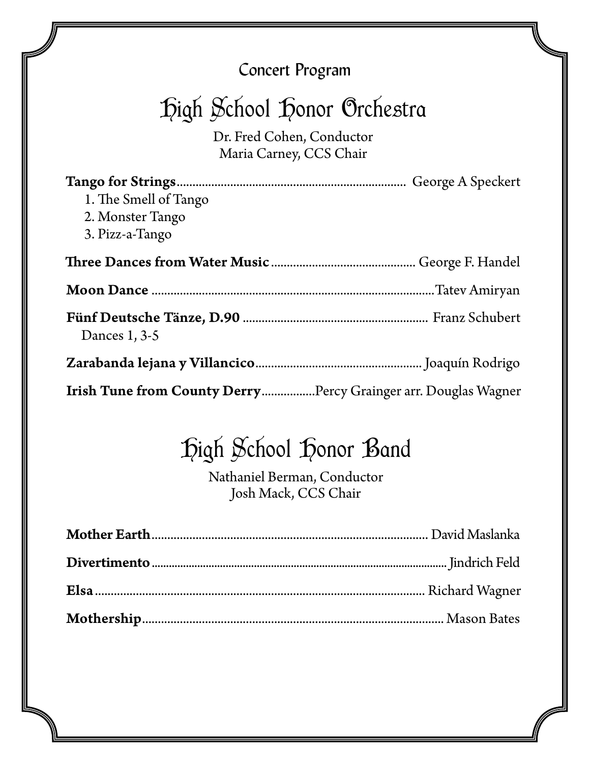Concert Program

# High School Honor Orchestra

Dr. Fred Cohen, Conductor
Maria Carney, CCS Chair

**Tango for Strings**........................................................................ George A Speckert
1. The Smell of Tango
2. Monster Tango
3. Pizz-a-Tango

**Three Dances from Water Music**............................................. George F. Handel

**Moon Dance**.........................................................................................Tatev Amiryan

**Fünf Deutsche Tänze, D.90**........................................................... Franz Schubert
Dances 1, 3-5

**Zarabanda lejana y Villancico**....................................................Joaquín Rodrigo

**Irish Tune from County Derry**................Percy Grainger arr. Douglas Wagner

# High School Honor Band

Nathaniel Berman, Conductor
Josh Mack, CCS Chair

**Mother Earth**........................................................................................ David Maslanka

**Divertimento**..........................................................................................Jindrich Feld

**Elsa**.......................................................................................................... Richard Wagner

**Mothership**................................................................................................ Mason Bates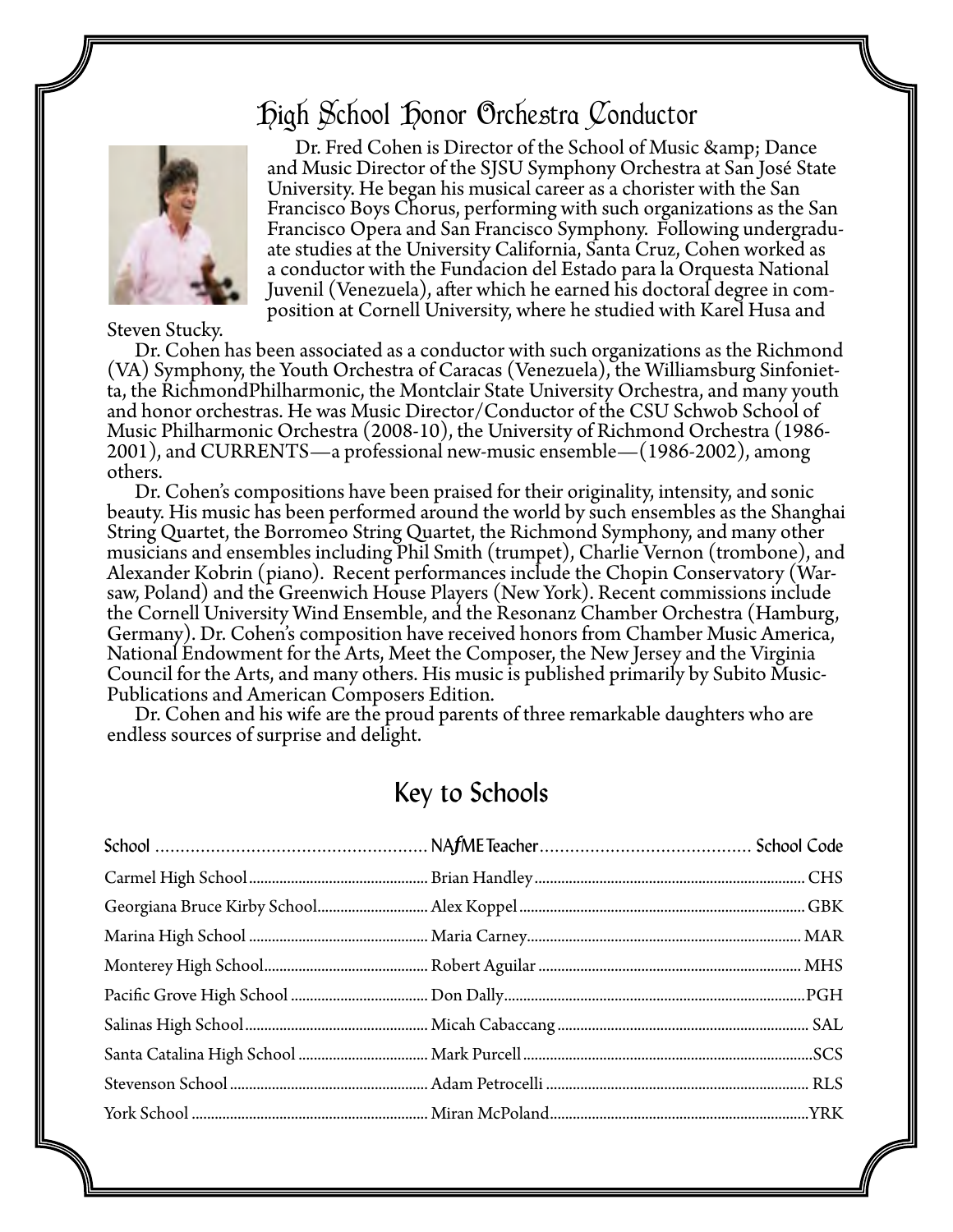# High School Honor Orchestra Conductor

Dr. Fred Cohen is Director of the School of Music &amp; Dance and Music Director of the SJSU Symphony Orchestra at San José State University. He began his musical career as a chorister with the San Francisco Boys Chorus, performing with such organizations as the San Francisco Opera and San Francisco Symphony. Following undergraduate studies at the University California, Santa Cruz, Cohen worked as a conductor with the Fundacion del Estado para la Orquesta National Juvenil (Venezuela), after which he earned his doctoral degree in composition at Cornell University, where he studied with Karel Husa and Steven Stucky.

Dr. Cohen has been associated as a conductor with such organizations as the Richmond (VA) Symphony, the Youth Orchestra of Caracas (Venezuela), the Williamsburg Sinfonietta, the RichmondPhilharmonic, the Montclair State University Orchestra, and many youth and honor orchestras. He was Music Director/Conductor of the CSU Schwob School of Music Philharmonic Orchestra (2008-10), the University of Richmond Orchestra (1986-2001), and CURRENTS—a professional new-music ensemble—(1986-2002), among others.

Dr. Cohen's compositions have been praised for their originality, intensity, and sonic beauty. His music has been performed around the world by such ensembles as the Shanghai String Quartet, the Borromeo String Quartet, the Richmond Symphony, and many other musicians and ensembles including Phil Smith (trumpet), Charlie Vernon (trombone), and Alexander Kobrin (piano). Recent performances include the Chopin Conservatory (Warsaw, Poland) and the Greenwich House Players (New York). Recent commissions include the Cornell University Wind Ensemble, and the Resonanz Chamber Orchestra (Hamburg, Germany). Dr. Cohen's composition have received honors from Chamber Music America, National Endowment for the Arts, Meet the Composer, the New Jersey and the Virginia Council for the Arts, and many others. His music is published primarily by Subito Music-Publications and American Composers Edition.

Dr. Cohen and his wife are the proud parents of three remarkable daughters who are endless sources of surprise and delight.

## Key to Schools

| School | NAfME Teacher | School Code |
|---|---|---|
| Carmel High School | Brian Handley | CHS |
| Georgiana Bruce Kirby School | Alex Koppel | GBK |
| Marina High School | Maria Carney | MAR |
| Monterey High School | Robert Aguilar | MHS |
| Pacific Grove High School | Don Dally | PGH |
| Salinas High School | Micah Cabaccang | SAL |
| Santa Catalina High School | Mark Purcell | SCS |
| Stevenson School | Adam Petrocelli | RLS |
| York School | Miran McPoland | YRK |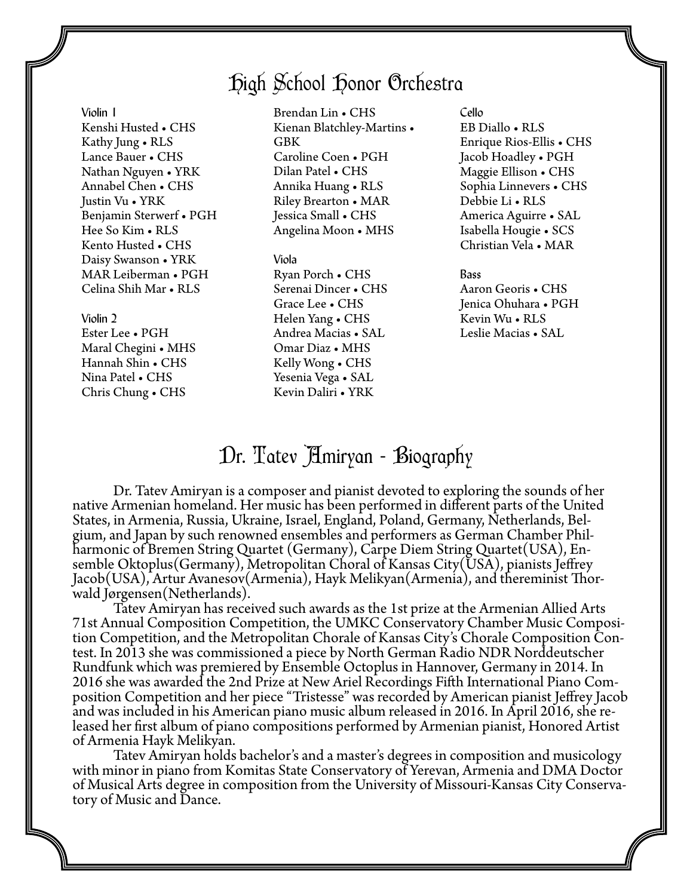# High School Honor Orchestra

### Violin 1

Kenshi Husted • CHS
Kathy Jung • RLS
Lance Bauer • CHS
Nathan Nguyen • YRK
Annabel Chen • CHS
Justin Vu • YRK
Benjamin Sterwerf • PGH
Hee So Kim • RLS
Kento Husted • CHS
Daisy Swanson • YRK
MAR Leiberman • PGH
Celina Shih Mar • RLS

### Violin 2

Ester Lee • PGH
Maral Chegini • MHS
Hannah Shin • CHS
Nina Patel • CHS
Chris Chung • CHS
Brendan Lin • CHS
Kienan Blatchley-Martins • GBK
Caroline Coen • PGH
Dilan Patel • CHS
Annika Huang • RLS
Riley Brearton • MAR
Jessica Small • CHS
Angelina Moon • MHS

### Viola

Ryan Porch • CHS
Serenai Dincer • CHS
Grace Lee • CHS
Helen Yang • CHS
Andrea Macias • SAL
Omar Diaz • MHS
Kelly Wong • CHS
Yesenia Vega • SAL
Kevin Daliri • YRK

### Cello

EB Diallo • RLS
Enrique Rios-Ellis • CHS
Jacob Hoadley • PGH
Maggie Ellison • CHS
Sophia Linnevers • CHS
Debbie Li • RLS
America Aguirre • SAL
Isabella Hougie • SCS
Christian Vela • MAR

### Bass

Aaron Georis • CHS
Jenica Ohuhara • PGH
Kevin Wu • RLS
Leslie Macias • SAL

# Dr. Tatev Amiryan - Biography

Dr. Tatev Amiryan is a composer and pianist devoted to exploring the sounds of her native Armenian homeland. Her music has been performed in different parts of the United States, in Armenia, Russia, Ukraine, Israel, England, Poland, Germany, Netherlands, Belgium, and Japan by such renowned ensembles and performers as German Chamber Philharmonic of Bremen String Quartet (Germany), Carpe Diem String Quartet(USA), Ensemble Oktoplus(Germany), Metropolitan Choral of Kansas City(USA), pianists Jeffrey Jacob(USA), Artur Avanesov(Armenia), Hayk Melikyan(Armenia), and thereminist Thorwald Jørgensen(Netherlands).

Tatev Amiryan has received such awards as the 1st prize at the Armenian Allied Arts 71st Annual Composition Competition, the UMKC Conservatory Chamber Music Composition Competition, and the Metropolitan Chorale of Kansas City's Chorale Composition Contest. In 2013 she was commissioned a piece by North German Radio NDR Norddeutscher Rundfunk which was premiered by Ensemble Octoplus in Hannover, Germany in 2014. In 2016 she was awarded the 2nd Prize at New Ariel Recordings Fifth International Piano Composition Competition and her piece "Tristesse" was recorded by American pianist Jeffrey Jacob and was included in his American piano music album released in 2016. In April 2016, she released her first album of piano compositions performed by Armenian pianist, Honored Artist of Armenia Hayk Melikyan.

Tatev Amiryan holds bachelor's and a master's degrees in composition and musicology with minor in piano from Komitas State Conservatory of Yerevan, Armenia and DMA Doctor of Musical Arts degree in composition from the University of Missouri-Kansas City Conservatory of Music and Dance.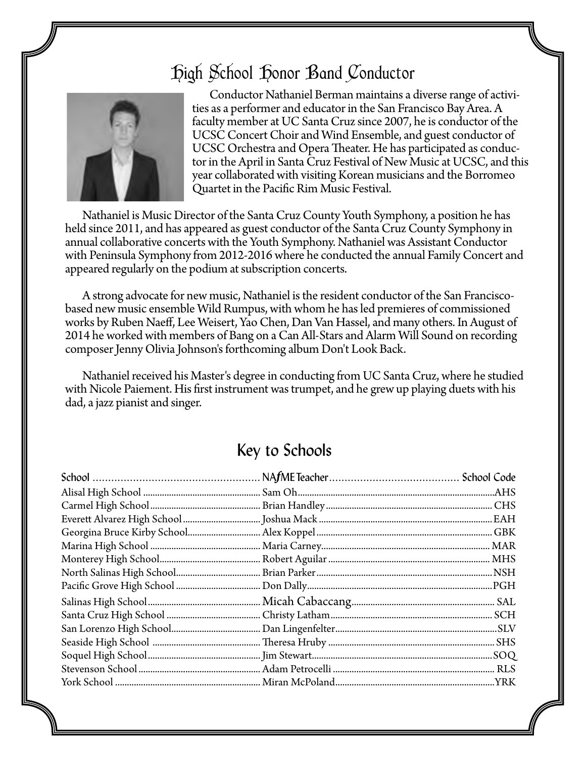# High School Honor Band Conductor

Conductor Nathaniel Berman maintains a diverse range of activities as a performer and educator in the San Francisco Bay Area. A faculty member at UC Santa Cruz since 2007, he is conductor of the UCSC Concert Choir and Wind Ensemble, and guest conductor of UCSC Orchestra and Opera Theater. He has participated as conductor in the April in Santa Cruz Festival of New Music at UCSC, and this year collaborated with visiting Korean musicians and the Borromeo Quartet in the Pacific Rim Music Festival.

Nathaniel is Music Director of the Santa Cruz County Youth Symphony, a position he has held since 2011, and has appeared as guest conductor of the Santa Cruz County Symphony in annual collaborative concerts with the Youth Symphony. Nathaniel was Assistant Conductor with Peninsula Symphony from 2012-2016 where he conducted the annual Family Concert and appeared regularly on the podium at subscription concerts.

A strong advocate for new music, Nathaniel is the resident conductor of the San Francisco-based new music ensemble Wild Rumpus, with whom he has led premieres of commissioned works by Ruben Naeff, Lee Weisert, Yao Chen, Dan Van Hassel, and many others. In August of 2014 he worked with members of Bang on a Can All-Stars and Alarm Will Sound on recording composer Jenny Olivia Johnson's forthcoming album Don't Look Back.

Nathaniel received his Master's degree in conducting from UC Santa Cruz, where he studied with Nicole Paiement. His first instrument was trumpet, and he grew up playing duets with his dad, a jazz pianist and singer.

## Key to Schools

| School | NAfME Teacher | School Code |
|---|---|---|
| Alisal High School | Sam Oh | AHS |
| Carmel High School | Brian Handley | CHS |
| Everett Alvarez High School | Joshua Mack | EAH |
| Georgina Bruce Kirby School | Alex Koppel | GBK |
| Marina High School | Maria Carney | MAR |
| Monterey High School | Robert Aguilar | MHS |
| North Salinas High School | Brian Parker | NSH |
| Pacific Grove High School | Don Dally | PGH |
| Salinas High School | Micah Cabaccang | SAL |
| Santa Cruz High School | Christy Latham | SCH |
| San Lorenzo High School | Dan Lingenfelter | SLV |
| Seaside High School | Theresa Hruby | SHS |
| Soquel High School | Jim Stewart | SOQ |
| Stevenson School | Adam Petrocelli | RLS |
| York School | Miran McPoland | YRK |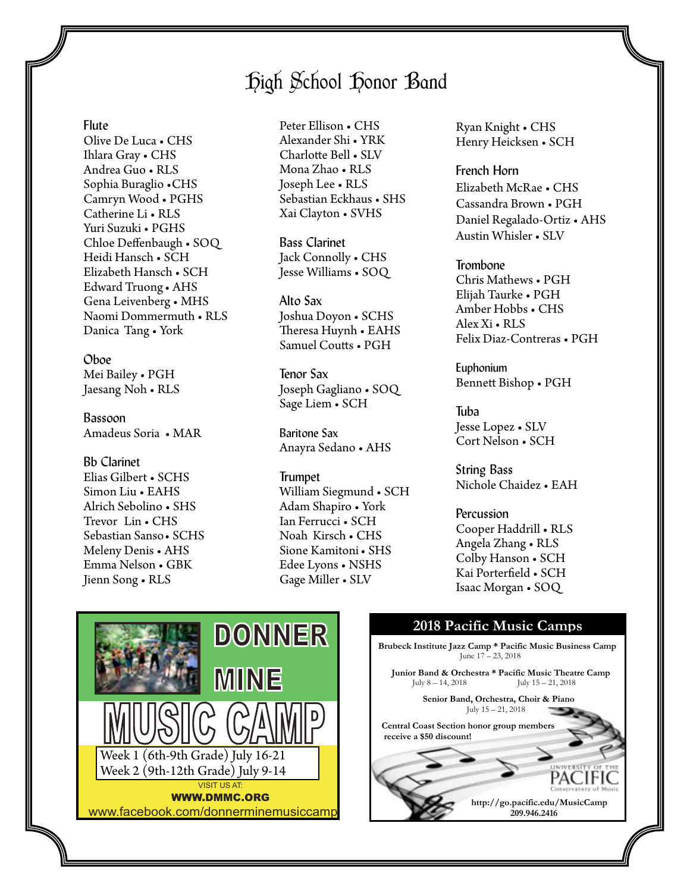# High School Honor Band

**Flute**
Olive De Luca • CHS
Ihlara Gray • CHS
Andrea Guo • RLS
Sophia Buraglio •CHS
Camryn Wood • PGHS
Catherine Li • RLS
Yuri Suzuki • PGHS
Chloe Deffenbaugh • SOQ
Heidi Hansch • SCH
Elizabeth Hansch • SCH
Edward Truong • AHS
Gena Leivenberg • MHS
Naomi Dommermuth • RLS
Danica Tang • York

**Oboe**
Mei Bailey • PGH
Jaesang Noh • RLS

**Bassoon**
Amadeus Soria • MAR

**Bb Clarinet**
Elias Gilbert • SCHS
Simon Liu • EAHS
Alrich Sebolino • SHS
Trevor Lin • CHS
Sebastian Sanso • SCHS
Meleny Denis • AHS
Emma Nelson • GBK
Jienn Song • RLS
Peter Ellison • CHS
Alexander Shi • YRK
Charlotte Bell • SLV
Mona Zhao • RLS
Joseph Lee • RLS
Sebastian Eckhaus • SHS
Xai Clayton • SVHS

**Bass Clarinet**
Jack Connolly • CHS
Jesse Williams • SOQ

**Alto Sax**
Joshua Doyon • SCHS
Theresa Huynh • EAHS
Samuel Coutts • PGH

**Tenor Sax**
Joseph Gagliano • SOQ
Sage Liem • SCH

**Baritone Sax**
Anayra Sedano • AHS

**Trumpet**
William Siegmund • SCH
Adam Shapiro • York
Ian Ferrucci • SCH
Noah Kirsch • CHS
Sione Kamitoni • SHS
Edee Lyons • NSHS
Gage Miller • SLV
Ryan Knight • CHS
Henry Heicksen • SCH

**French Horn**
Elizabeth McRae • CHS
Cassandra Brown • PGH
Daniel Regalado-Ortiz • AHS
Austin Whisler • SLV

**Trombone**
Chris Mathews • PGH
Elijah Taurke • PGH
Amber Hobbs • CHS
Alex Xi • RLS
Felix Diaz-Contreras • PGH

**Euphonium**
Bennett Bishop • PGH

**Tuba**
Jesse Lopez • SLV
Cort Nelson • SCH

**String Bass**
Nichole Chaidez • EAH

**Percussion**
Cooper Haddrill • RLS
Angela Zhang • RLS
Colby Hanson • SCH
Kai Porterfield • SCH
Isaac Morgan • SOQ

**DONNER MINE MUSIC CAMP**

Week 1 (6th-9th Grade) July 16-21
Week 2 (9th-12th Grade) July 9-14

VISIT US AT:
**WWW.DMMC.ORG**
www.facebook.com/donnerminemusiccamp

**2018 Pacific Music Camps**

**Brubeck Institute Jazz Camp * Pacific Music Business Camp**
June 17 – 23, 2018

**Junior Band & Orchestra * Pacific Music Theatre Camp**
July 8 – 14, 2018 July 15 – 21, 2018

**Senior Band, Orchestra, Choir & Piano**
July 15 – 21, 2018

**Central Coast Section honor group members receive a $50 discount!**

UNIVERSITY OF THE PACIFIC
Conservatory of Music

**http://go.pacific.edu/MusicCamp**
**209.946.2416**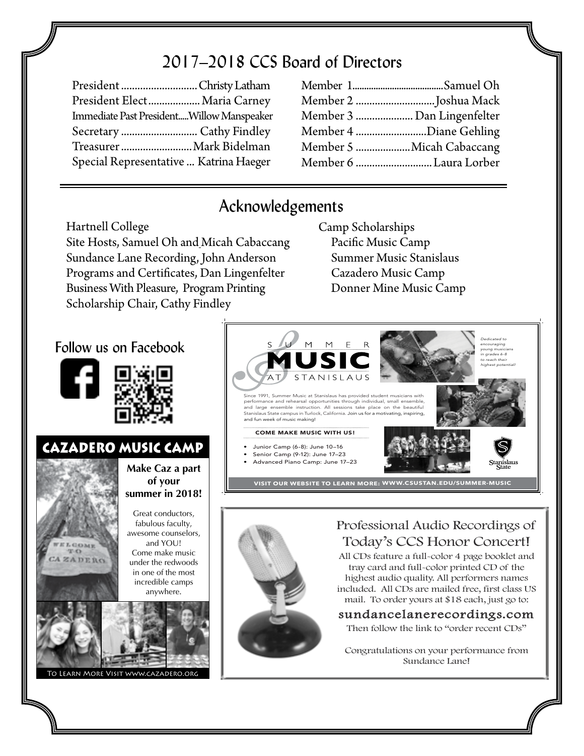## 2017–2018 CCS Board of Directors

President ............................ Christy Latham
President Elect .................. Maria Carney
Immediate Past President..... Willow Manspeaker
Secretary ............................ Cathy Findley
Treasurer ........................... Mark Bidelman
Special Representative ... Katrina Haeger

Member 1 ....................................... Samuel Oh
Member 2 ............................. Joshua Mack
Member 3 ..................... Dan Lingenfelter
Member 4 .......................... Diane Gehling
Member 5 .................... Micah Cabaccang
Member 6 ............................ Laura Lorber

## Acknowledgements

Hartnell College
Site Hosts, Samuel Oh and Micah Cabaccang
Sundance Lane Recording, John Anderson
Programs and Certificates, Dan Lingenfelter
Business With Pleasure, Program Printing
Scholarship Chair, Cathy Findley

Camp Scholarships
- Pacific Music Camp
- Summer Music Stanislaus
- Cazadero Music Camp
- Donner Mine Music Camp

### Follow us on Facebook

### SUMMER MUSIC AT STANISLAUS

*Dedicated to encouraging young musicians in grades 6-8 to reach their highest potential!*

Since 1991, Summer Music at Stanislaus has provided student musicians with performance and rehearsal opportunities through individual, small ensemble, and large ensemble instruction. All sessions take place on the beautiful Stanislaus State campus in Turlock, California. Join us for a motivating, inspiring, and fun week of music making!

**COME MAKE MUSIC WITH US!**

- Junior Camp (6-8): June 10–16
- Senior Camp (9-12): June 17–23
- Advanced Piano Camp: June 17–23

Stanislaus State

**VISIT OUR WEBSITE TO LEARN MORE: WWW.CSUSTAN.EDU/SUMMER-MUSIC**

### CAZADERO MUSIC CAMP

**Make Caz a part of your summer in 2018!**

Great conductors, fabulous faculty, awesome counselors, and YOU! Come make music under the redwoods in one of the most incredible camps anywhere.

To Learn More Visit www.cazadero.org

### Professional Audio Recordings of Today's CCS Honor Concert!

All CDs feature a full-color 4 page booklet and tray card and full-color printed CD of the highest audio quality. All performers names included. All CDs are mailed free, first class US mail. To order yours at $18 each, just go to:

**sundancelanerecordings.com**

Then follow the link to "order recent CDs"

Congratulations on your performance from Sundance Lane!